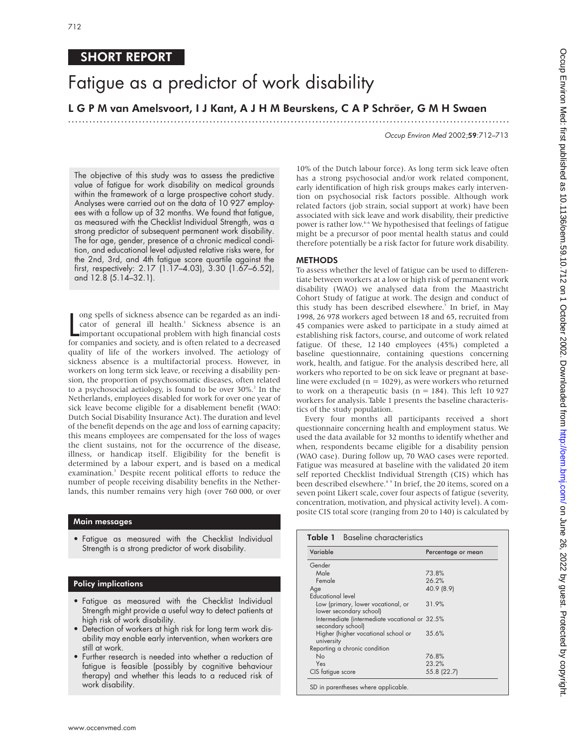SHORT REPORT

# Fatigue as a predictor of work disability

**L G P M van Amelsvoort, I J Kant, A J H M Beurskens, C A P Schröer, G M H Swaen**

*Occup Environ Med* 2002;**59**:712–713

The objective of this study was to assess the predictive value of fatigue for work disability on medical grounds within the framework of a large prospective cohort study. Analyses were carried out on the data of 10 927 employees with a follow up of 32 months. We found that fatigue, as measured with the Checklist Individual Strength, was a strong predictor of subsequent permanent work disability. The for age, gender, presence of a chronic medical condition, and educational level adjusted relative risks were, for the 2nd, 3rd, and 4th fatigue score quartile against the first, respectively: 2.17 (1.17–4.03), 3.30 (1.67–6.52), and 12.8 (5.14–32.1).

Long spells of sickness absence can be regarded as an indicator of general ill health.[1] Sickness absence is an important occupational problem with high financial costs for companies and society, and is often related to a decreased quality of life of the workers involved. The aetiology of sickness absence is a multifactorial process. However, in workers on long term sick leave, or receiving a disability pension, the proportion of psychosomatic diseases, often related to a psychosocial aetiology, is found to be over 30%.[2] In the Netherlands, employees disabled for work for over one year of sick leave become eligible for a disablement benefit (WAO: Dutch Social Disability Insurance Act). The duration and level of the benefit depends on the age and loss of earning capacity; this means employees are compensated for the loss of wages the client sustains, not for the occurrence of the disease, illness, or handicap itself. Eligibility for the benefit is determined by a labour expert, and is based on a medical examination.[3] Despite recent political efforts to reduce the number of people receiving disability benefits in the Netherlands, this number remains very high (over 760 000, or over 10% of the Dutch labour force). As long term sick leave often has a strong psychosocial and/or work related component, early identification of high risk groups makes early intervention on psychosocial risk factors possible. Although work related factors (job strain, social support at work) have been associated with sick leave and work disability, their predictive power is rather low.[4–6] We hypothesised that feelings of fatigue might be a precursor of poor mental health status and could therefore potentially be a risk factor for future work disability.

### Main messages

- Fatigue as measured with the Checklist Individual Strength is a strong predictor of work disability.

### Policy implications

- Fatigue as measured with the Checklist Individual Strength might provide a useful way to detect patients at high risk of work disability.
- Detection of workers at high risk for long term work disability may enable early intervention, when workers are still at work.
- Further research is needed into whether a reduction of fatigue is feasible (possibly by cognitive behaviour therapy) and whether this leads to a reduced risk of work disability.

## METHODS

To assess whether the level of fatigue can be used to differentiate between workers at a low or high risk of permanent work disability (WAO) we analysed data from the Maastricht Cohort Study of fatigue at work. The design and conduct of this study have been described elsewhere.[7] In brief, in May 1998, 26 978 workers aged between 18 and 65, recruited from 45 companies were asked to participate in a study aimed at establishing risk factors, course, and outcome of work related fatigue. Of these, 12 140 employees (45%) completed a baseline questionnaire, containing questions concerning work, health, and fatigue. For the analysis described here, all workers who reported to be on sick leave or pregnant at baseline were excluded (n = 1029), as were workers who returned to work on a therapeutic basis (n = 184). This left 10 927 workers for analysis. Table 1 presents the baseline characteristics of the study population.

Every four months all participants received a short questionnaire concerning health and employment status. We used the data available for 32 months to identify whether and when, respondents became eligible for a disability pension (WAO case). During follow up, 70 WAO cases were reported. Fatigue was measured at baseline with the validated 20 item self reported Checklist Individual Strength (CIS) which has been described elsewhere.[8 9] In brief, the 20 items, scored on a seven point Likert scale, cover four aspects of fatigue (severity, concentration, motivation, and physical activity level). A composite CIS total score (ranging from 20 to 140) is calculated by

**Table 1** Baseline characteristics

| Variable | Percentage or mean |
|---|---|
| Gender | |
| Male | 73.8% |
| Female | 26.2% |
| Age | 40.9 (8.9) |
| Educational level | |
| Low (primary, lower vocational, or lower secondary school) | 31.9% |
| Intermediate (intermediate vocational or secondary school) | 32.5% |
| Higher (higher vocational school or university | 35.6% |
| Reporting a chronic condition | |
| No | 76.8% |
| Yes | 23.2% |
| CIS fatigue score | 55.8 (22.7) |

SD in parentheses where applicable.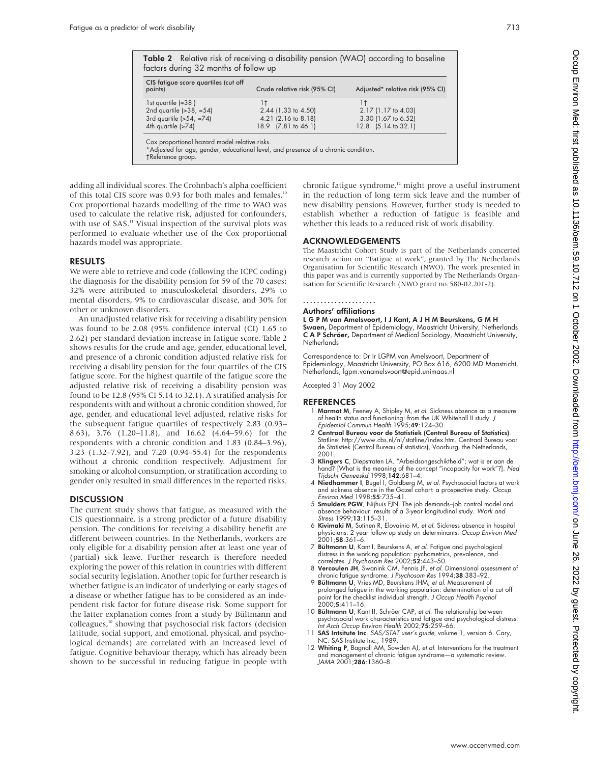**Table 2** Relative risk of receiving a disability pension (WAO) according to baseline factors during 32 months of follow up

| CIS fatigue score quartiles (cut off points) | Crude relative risk (95% CI) | Adjusted* relative risk (95% CI) |
|---|---|---|
| 1st quartile (=38 ) | 1† | 1† |
| 2nd quartile (>38, =54) | 2.44 (1.33 to 4.50) | 2.17 (1.17 to 4.03) |
| 3rd quartile (>54, =74) | 4.21 (2.16 to 8.18) | 3.30 (1.67 to 6.52) |
| 4th quartile (>74) | 18.9 (7.81 to 46.1) | 12.8 (5.14 to 32.1) |

Cox proportional hazard model relative risks.
*Adjusted for age, gender, educational level, and presence of a chronic condition.
†Reference group.

adding all individual scores. The Crohnbach's alpha coefficient of this total CIS score was 0.93 for both males and females.[10] Cox proportional hazards modelling of the time to WAO was used to calculate the relative risk, adjusted for confounders, with use of SAS.[11] Visual inspection of the survival plots was performed to evaluate whether use of the Cox proportional hazards model was appropriate.

## RESULTS

We were able to retrieve and code (following the ICPC coding) the diagnosis for the disability pension for 59 of the 70 cases; 32% were attributed to musculoskeletal disorders, 29% to mental disorders, 9% to cardiovascular disease, and 30% for other or unknown disorders.

An unadjusted relative risk for receiving a disability pension was found to be 2.08 (95% confidence interval (CI) 1.65 to 2.62) per standard deviation increase in fatigue score. Table 2 shows results for the crude and age, gender, educational level, and presence of a chronic condition adjusted relative risk for receiving a disability pension for the four quartiles of the CIS fatigue score. For the highest quartile of the fatigue score the adjusted relative risk of receiving a disability pension was found to be 12.8 (95% CI 5.14 to 32.1). A stratified analysis for respondents with and without a chronic condition showed, for age, gender, and educational level adjusted, relative risks for the subsequent fatigue quartiles of respectively 2.83 (0.93–8.63), 3.76 (1.20–11.8), and 16.62 (4.64–59.6) for the respondents with a chronic condition and 1.83 (0.84–3.96), 3.23 (1.32–7.92), and 7.20 (0.94–55.4) for the respondents without a chronic condition respectively. Adjustment for smoking or alcohol consumption, or stratification according to gender only resulted in small differences in the reported risks.

## DISCUSSION

The current study shows that fatigue, as measured with the CIS questionnaire, is a strong predictor of a future disability pension. The conditions for receiving a disability benefit are different between countries. In the Netherlands, workers are only eligible for a disability pension after at least one year of (partial) sick leave. Further research is therefore needed exploring the power of this relation in countries with different social security legislation. Another topic for further research is whether fatigue is an indicator of underlying or early stages of a disease or whether fatigue has to be considered as an independent risk factor for future disease risk. Some support for the latter explanation comes from a study by Bültmann and colleagues,[10] showing that psychosocial risk factors (decision latitude, social support, and emotional, physical, and psychological demands) are correlated with an increased level of fatigue. Cognitive behaviour therapy, which has already been shown to be successful in reducing fatigue in people with chronic fatigue syndrome,[12] might prove a useful instrument in the reduction of long term sick leave and the number of new disability pensions. However, further study is needed to establish whether a reduction of fatigue is feasible and whether this leads to a reduced risk of work disability.

## ACKNOWLEDGEMENTS

The Maastricht Cohort Study is part of the Netherlands concerted research action on "Fatigue at work", granted by The Netherlands Organisation for Scientific Research (NWO). The work presented in this paper was and is currently supported by The Netherlands Organisation for Scientific Research (NWO grant no. 580-02.201-2).

### Authors' affiliations

**L G P M van Amelsvoort, I J Kant, A J H M Beurskens, G M H Swaen,** Department of Epidemiology, Maastricht University, Netherlands
**C A P Schröer,** Department of Medical Sociology, Maastricht University, Netherlands

Correspondence to: Dr Ir LGPM van Amelsvoort, Department of Epidemiology, Maastricht University, PO Box 616, 6200 MD Maastricht, Netherlands; lgpm.vanamelsvoort@epid.unimaas.nl

Accepted 31 May 2002

## REFERENCES

1. **Marmot M**, Feeney A, Shipley M, *et al*. Sickness absence as a measure of health status and functioning: from the UK Whitehall II study. *J Epidemiol Commun Health* 1995;**49**:124–30.
2. **Centraal Bureau voor de Statistiek (Central Bureau of Statistics)**. Statline: http://www.cbs.nl/nl/statline/index.htm. Centraal Bureau voor de Statistiek (Central Bureau of statistics), Voorburg, the Netherlands, 2001.
3. **Klingers C**, Diepstraten LA. "Arbeidsongeschiktheid"; wat is er aan de hand? [What is the meaning of the concept "incapacity for work"?]. *Ned Tijdschr Geneeskd* 1998;**142**:681–4.
4. **Niedhammer I**, Bugel I, Goldberg M, *et al*. Psychosocial factors at work and sickness absence in the Gazel cohort: a prospective study. *Occup Environ Med* 1998;**55**:735–41.
5. **Smulders PGW**, Nijhuis FJN. The job demands–job control model and absence behaviour: results of a 3-year longitudinal study. *Work and Stress* 1999;**13**:115–31.
6. **Kivimaki M**, Sutinen R, Elovainio M, *et al*. Sickness absence in hospital physicians: 2 year follow up study on determinants. *Occup Environ Med* 2001;**58**:361–6.
7. **Bültmann U**, Kant I, Beurskens A, *et al*. Fatigue and psychological distress in the working population: pychometrics, prevalence, and correlates. *J Psychosom Res* 2002;**52**:443–50.
8. **Vercoulen JH**, Swanink CM, Fennis JF, *et al*. Dimensional assessment of chronic fatigue syndrome. *J Psychosom Res* 1994;**38**:383–92.
9. **Bültmann U**, Vries MD, Beurskens JHM, *et al*. Measurement of prolonged fatigue in the working population: determination of a cut off point for the checklist individual strength. *J Occup Health Psychol* 2000;**5**:411–16.
10. **Bültmann U**, Kant IJ, Schröer CAP, *et al*. The relationship between psychosocial work characteristics and fatigue and psychological distress. *Int Arch Occup Environ Health* 2002;**75**:259–66.
11. **SAS Intsitute Inc**. *SAS/STAT user's guide*, volume 1, version 6. Cary, NC: SAS Institute Inc., 1989.
12. **Whiting P**, Bagnall AM, Sowden AJ, *et al*. Interventions for the treatment and management of chronic fatigue syndrome—a systematic review. *JAMA* 2001;**286**:1360–8.